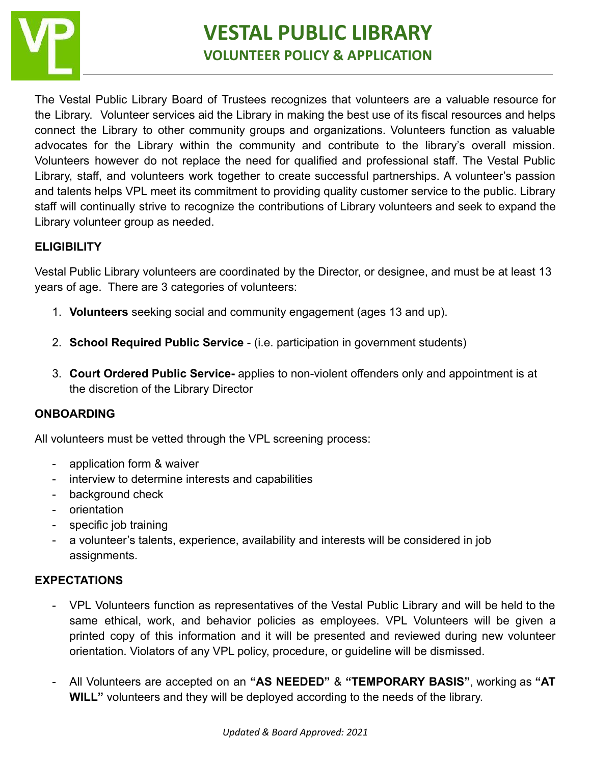# VESTAL PUBLIC LIBRARY

## VOLUNTEER POLICY & APPLICATION

The Vestal Public Library Board of Trustees recognizes that volunteers are a valuable resource for the Library. Volunteer services aid the Library in making the best use of its fiscal resources and helps connect the Library to other community groups and organizations. Volunteers function as valuable advocates for the Library within the community and contribute to the library's overall mission. Volunteers however do not replace the need for qualified and professional staff. The Vestal Public Library, staff, and volunteers work together to create successful partnerships. A volunteer's passion and talents helps VPL meet its commitment to providing quality customer service to the public. Library staff will continually strive to recognize the contributions of Library volunteers and seek to expand the Library volunteer group as needed.

### ELIGIBILITY

Vestal Public Library volunteers are coordinated by the Director, or designee, and must be at least 13 years of age. There are 3 categories of volunteers:

1. **Volunteers** seeking social and community engagement (ages 13 and up).
2. **School Required Public Service** - (i.e. participation in government students)
3. **Court Ordered Public Service-** applies to non-violent offenders only and appointment is at the discretion of the Library Director

### ONBOARDING

All volunteers must be vetted through the VPL screening process:

- application form & waiver
- interview to determine interests and capabilities
- background check
- orientation
- specific job training
- a volunteer's talents, experience, availability and interests will be considered in job assignments.

### EXPECTATIONS

- VPL Volunteers function as representatives of the Vestal Public Library and will be held to the same ethical, work, and behavior policies as employees. VPL Volunteers will be given a printed copy of this information and it will be presented and reviewed during new volunteer orientation. Violators of any VPL policy, procedure, or guideline will be dismissed.
- All Volunteers are accepted on an **"AS NEEDED"** & **"TEMPORARY BASIS"**, working as **"AT WILL"** volunteers and they will be deployed according to the needs of the library.

*Updated & Board Approved: 2021*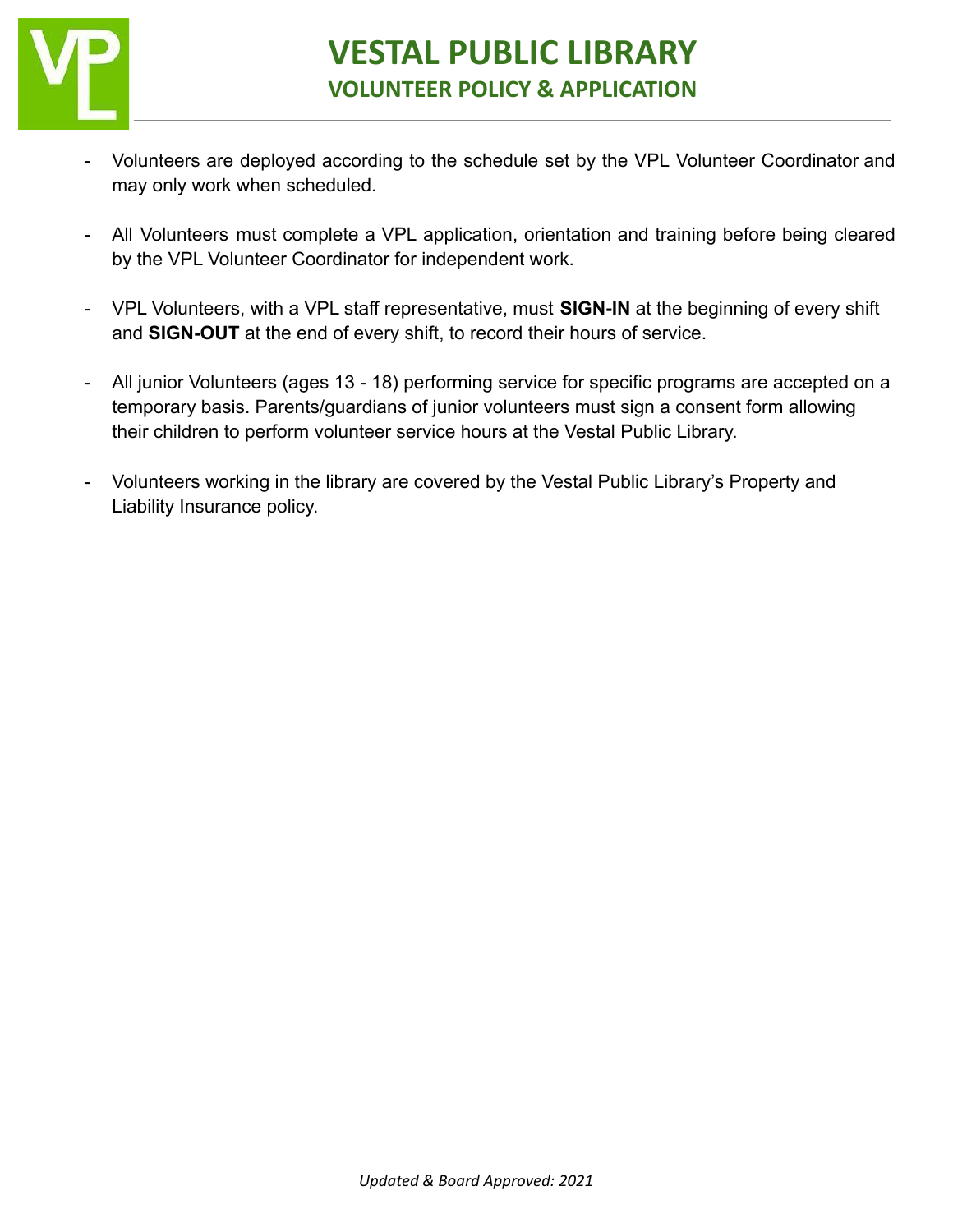- Volunteers are deployed according to the schedule set by the VPL Volunteer Coordinator and may only work when scheduled.

- All Volunteers must complete a VPL application, orientation and training before being cleared by the VPL Volunteer Coordinator for independent work.

- VPL Volunteers, with a VPL staff representative, must **SIGN-IN** at the beginning of every shift and **SIGN-OUT** at the end of every shift, to record their hours of service.

- All junior Volunteers (ages 13 - 18) performing service for specific programs are accepted on a temporary basis. Parents/guardians of junior volunteers must sign a consent form allowing their children to perform volunteer service hours at the Vestal Public Library.

- Volunteers working in the library are covered by the Vestal Public Library's Property and Liability Insurance policy.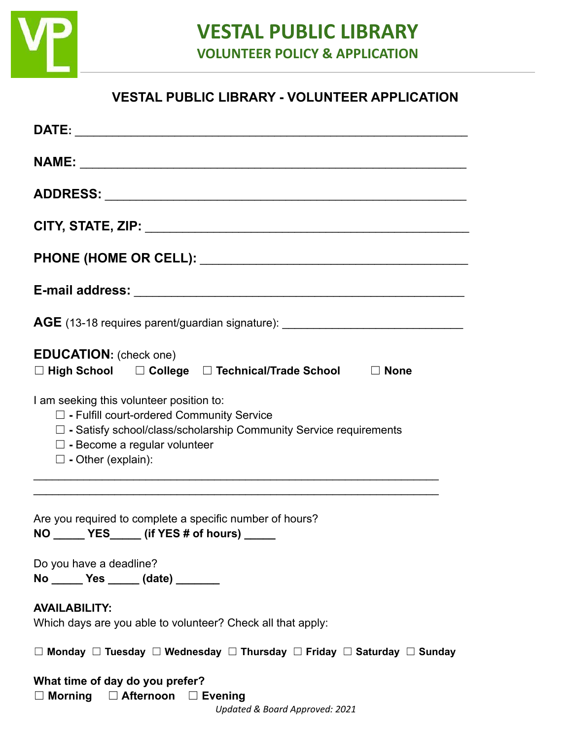# VESTAL PUBLIC LIBRARY

## VOLUNTEER POLICY & APPLICATION

### VESTAL PUBLIC LIBRARY - VOLUNTEER APPLICATION

**DATE:** _______________________________________________

**NAME:** _______________________________________________

**ADDRESS:** _____________________________________________

**CITY, STATE, ZIP:** ________________________________________

**PHONE (HOME OR CELL):** ___________________________________

**E-mail address:** _________________________________________

**AGE** (13-18 requires parent/guardian signature): ___________________________

**EDUCATION:** (check one)

☐ **High School** ☐ **College** ☐ **Technical/Trade School** ☐ **None**

I am seeking this volunteer position to:

- ☐ **-** Fulfill court-ordered Community Service
- ☐ **-** Satisfy school/class/scholarship Community Service requirements
- ☐ **-** Become a regular volunteer
- ☐ **-** Other (explain):

_____________________________________________________________

_____________________________________________________________

Are you required to complete a specific number of hours?

**NO _____ YES_____ (if YES # of hours) _____**

Do you have a deadline?

**No _____ Yes _____ (date) _______**

**AVAILABILITY:**

Which days are you able to volunteer? Check all that apply:

☐ **Monday** ☐ **Tuesday** ☐ **Wednesday** ☐ **Thursday** ☐ **Friday** ☐ **Saturday** ☐ **Sunday**

**What time of day do you prefer?**

☐ **Morning** ☐ **Afternoon** ☐ **Evening**

*Updated & Board Approved: 2021*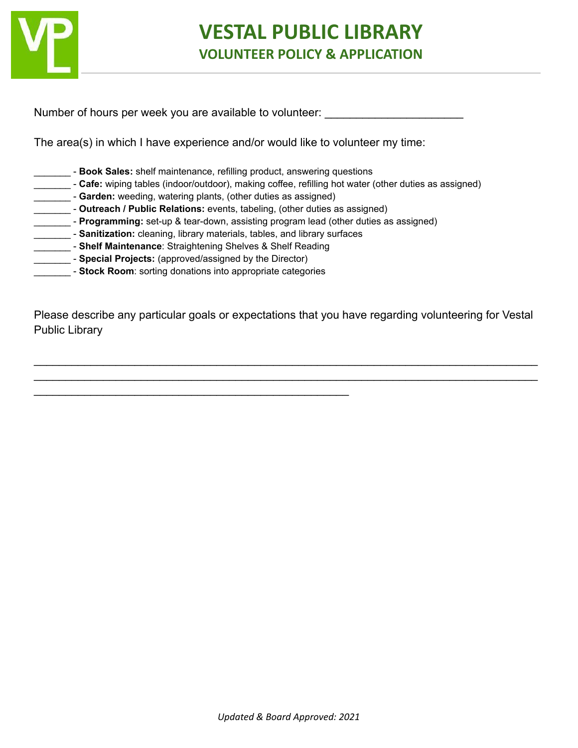# VESTAL PUBLIC LIBRARY

## VOLUNTEER POLICY & APPLICATION

Number of hours per week you are available to volunteer: ______________________

The area(s) in which I have experience and/or would like to volunteer my time:

_______ - **Book Sales:** shelf maintenance, refilling product, answering questions
_______ - **Cafe:** wiping tables (indoor/outdoor), making coffee, refilling hot water (other duties as assigned)
_______ - **Garden:** weeding, watering plants, (other duties as assigned)
_______ - **Outreach / Public Relations:** events, tabeling, (other duties as assigned)
_______ - **Programming:** set-up & tear-down, assisting program lead (other duties as assigned)
_______ - **Sanitization:** cleaning, library materials, tables, and library surfaces
_______ - **Shelf Maintenance**: Straightening Shelves & Shelf Reading
_______ - **Special Projects:** (approved/assigned by the Director)
_______ - **Stock Room**: sorting donations into appropriate categories

Please describe any particular goals or expectations that you have regarding volunteering for Vestal Public Library

________________________________________________________________________________
________________________________________________________________________________
__________________________________________________

*Updated & Board Approved: 2021*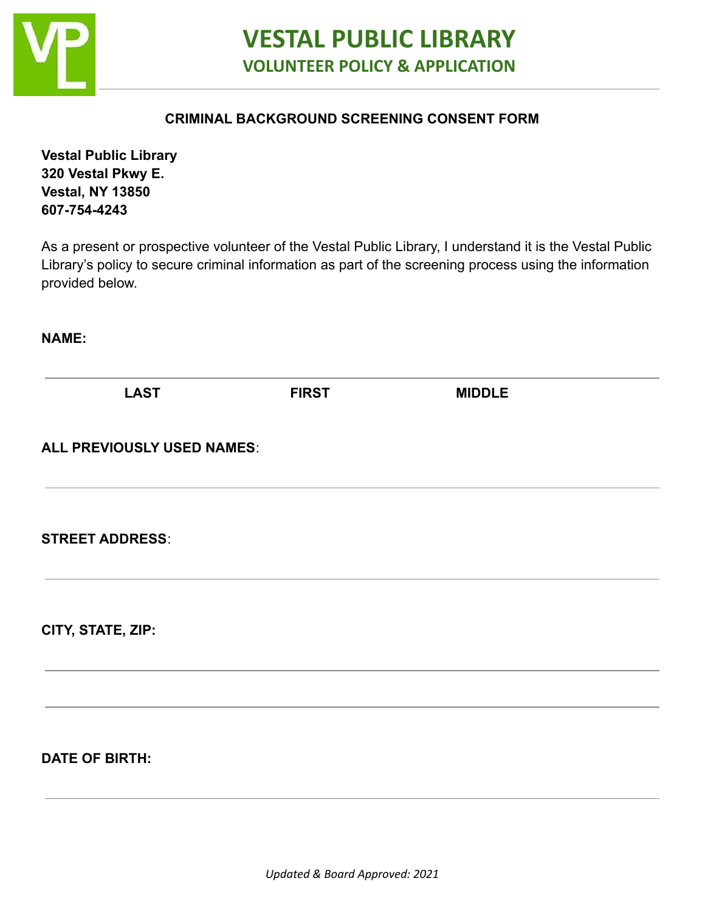# VESTAL PUBLIC LIBRARY

## VOLUNTEER POLICY & APPLICATION

### CRIMINAL BACKGROUND SCREENING CONSENT FORM

**Vestal Public Library**
**320 Vestal Pkwy E.**
**Vestal, NY 13850**
**607-754-4243**

As a present or prospective volunteer of the Vestal Public Library, I understand it is the Vestal Public Library's policy to secure criminal information as part of the screening process using the information provided below.

**NAME:**

_______________________________________________

**LAST** **FIRST** **MIDDLE**

**ALL PREVIOUSLY USED NAMES**:

_______________________________________________

**STREET ADDRESS**:

_______________________________________________

**CITY, STATE, ZIP:**

_______________________________________________

_______________________________________________

**DATE OF BIRTH:**

_______________________________________________

*Updated & Board Approved: 2021*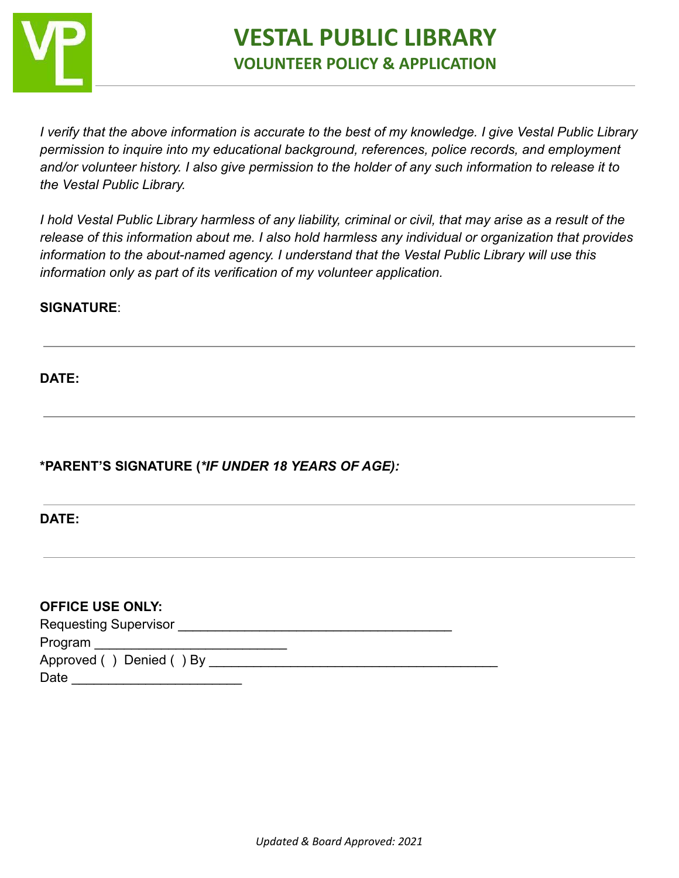# VESTAL PUBLIC LIBRARY

## VOLUNTEER POLICY & APPLICATION

*I verify that the above information is accurate to the best of my knowledge. I give Vestal Public Library permission to inquire into my educational background, references, police records, and employment and/or volunteer history. I also give permission to the holder of any such information to release it to the Vestal Public Library.*

*I hold Vestal Public Library harmless of any liability, criminal or civil, that may arise as a result of the release of this information about me. I also hold harmless any individual or organization that provides information to the about-named agency. I understand that the Vestal Public Library will use this information only as part of its verification of my volunteer application.*

**SIGNATURE**:

______________________________________________________________________

**DATE:**

______________________________________________________________________

**\*PARENT'S SIGNATURE (*\*IF UNDER 18 YEARS OF AGE*):**

______________________________________________________________________

**DATE:**

______________________________________________________________________

**OFFICE USE ONLY:**

Requesting Supervisor ____________________________________

Program __________________________

Approved ( ) Denied ( ) By ______________________________________

Date _______________________

*Updated & Board Approved: 2021*